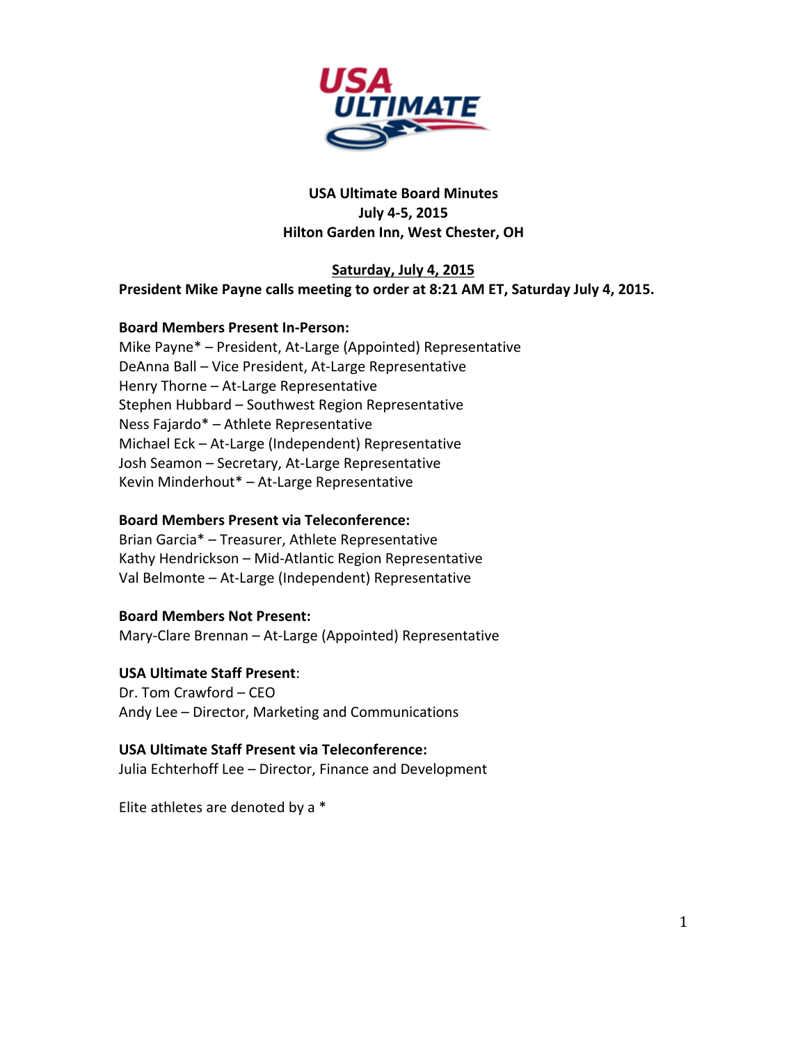# USA Ultimate Board Minutes
**July 4-5, 2015**
**Hilton Garden Inn, West Chester, OH**

## Saturday, July 4, 2015

**President Mike Payne calls meeting to order at 8:21 AM ET, Saturday July 4, 2015.**

**Board Members Present In-Person:**
Mike Payne* – President, At-Large (Appointed) Representative
DeAnna Ball – Vice President, At-Large Representative
Henry Thorne – At-Large Representative
Stephen Hubbard – Southwest Region Representative
Ness Fajardo* – Athlete Representative
Michael Eck – At-Large (Independent) Representative
Josh Seamon – Secretary, At-Large Representative
Kevin Minderhout* – At-Large Representative

**Board Members Present via Teleconference:**
Brian Garcia* – Treasurer, Athlete Representative
Kathy Hendrickson – Mid-Atlantic Region Representative
Val Belmonte – At-Large (Independent) Representative

**Board Members Not Present:**
Mary-Clare Brennan – At-Large (Appointed) Representative

**USA Ultimate Staff Present**:
Dr. Tom Crawford – CEO
Andy Lee – Director, Marketing and Communications

**USA Ultimate Staff Present via Teleconference:**
Julia Echterhoff Lee – Director, Finance and Development

Elite athletes are denoted by a *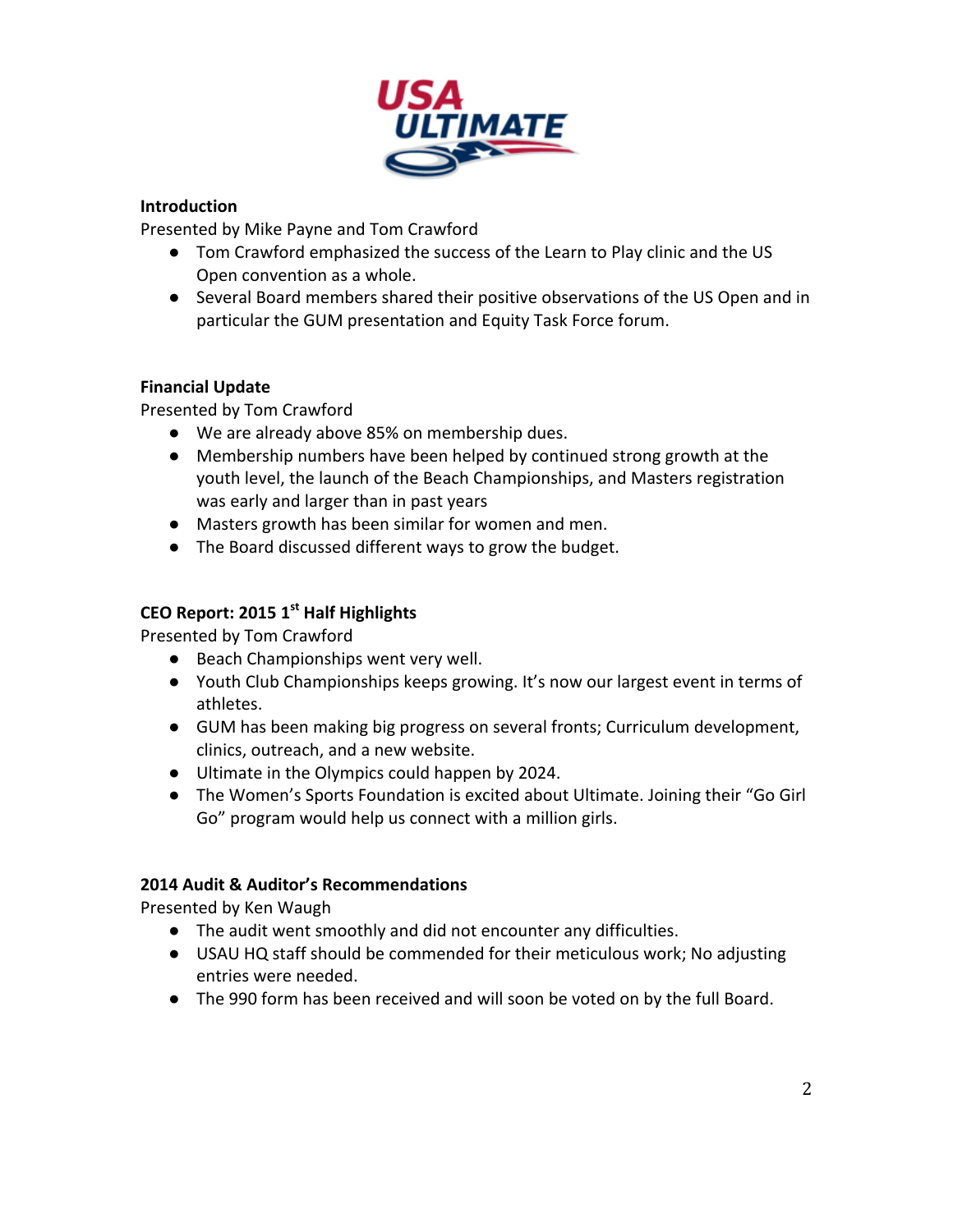**Introduction**

Presented by Mike Payne and Tom Crawford

- Tom Crawford emphasized the success of the Learn to Play clinic and the US Open convention as a whole.
- Several Board members shared their positive observations of the US Open and in particular the GUM presentation and Equity Task Force forum.

**Financial Update**

Presented by Tom Crawford

- We are already above 85% on membership dues.
- Membership numbers have been helped by continued strong growth at the youth level, the launch of the Beach Championships, and Masters registration was early and larger than in past years
- Masters growth has been similar for women and men.
- The Board discussed different ways to grow the budget.

**CEO Report: 2015 1st Half Highlights**

Presented by Tom Crawford

- Beach Championships went very well.
- Youth Club Championships keeps growing. It's now our largest event in terms of athletes.
- GUM has been making big progress on several fronts; Curriculum development, clinics, outreach, and a new website.
- Ultimate in the Olympics could happen by 2024.
- The Women's Sports Foundation is excited about Ultimate. Joining their "Go Girl Go" program would help us connect with a million girls.

**2014 Audit & Auditor's Recommendations**

Presented by Ken Waugh

- The audit went smoothly and did not encounter any difficulties.
- USAU HQ staff should be commended for their meticulous work; No adjusting entries were needed.
- The 990 form has been received and will soon be voted on by the full Board.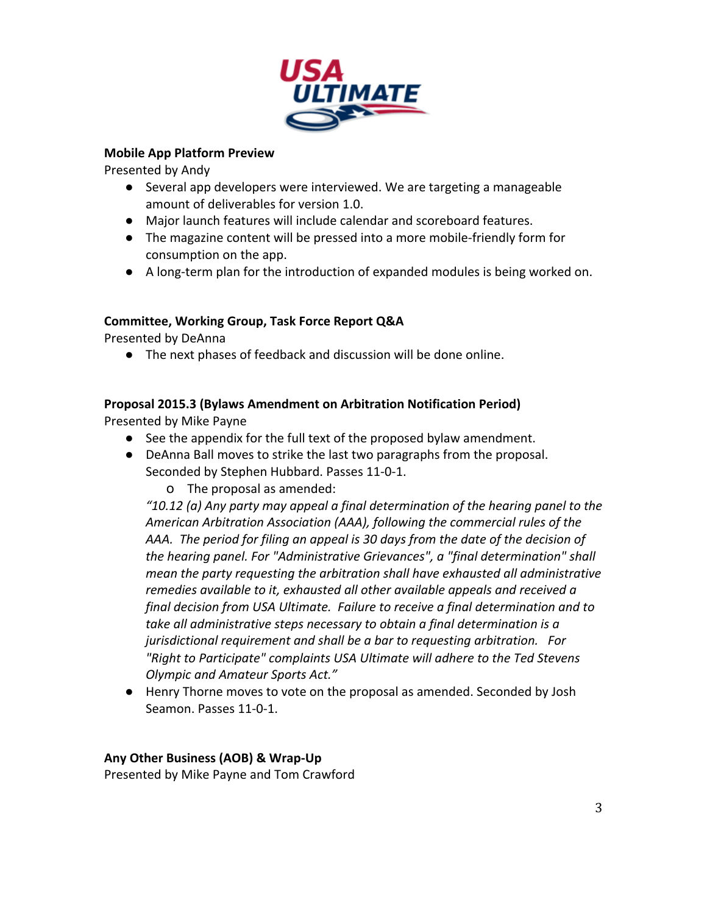**Mobile App Platform Preview**
Presented by Andy

- Several app developers were interviewed. We are targeting a manageable amount of deliverables for version 1.0.
- Major launch features will include calendar and scoreboard features.
- The magazine content will be pressed into a more mobile-friendly form for consumption on the app.
- A long-term plan for the introduction of expanded modules is being worked on.

**Committee, Working Group, Task Force Report Q&A**
Presented by DeAnna

- The next phases of feedback and discussion will be done online.

**Proposal 2015.3 (Bylaws Amendment on Arbitration Notification Period)**
Presented by Mike Payne

- See the appendix for the full text of the proposed bylaw amendment.
- DeAnna Ball moves to strike the last two paragraphs from the proposal. Seconded by Stephen Hubbard. Passes 11-0-1.
    - The proposal as amended:

    *"10.12 (a) Any party may appeal a final determination of the hearing panel to the American Arbitration Association (AAA), following the commercial rules of the AAA. The period for filing an appeal is 30 days from the date of the decision of the hearing panel. For "Administrative Grievances", a "final determination" shall mean the party requesting the arbitration shall have exhausted all administrative remedies available to it, exhausted all other available appeals and received a final decision from USA Ultimate. Failure to receive a final determination and to take all administrative steps necessary to obtain a final determination is a jurisdictional requirement and shall be a bar to requesting arbitration. For "Right to Participate" complaints USA Ultimate will adhere to the Ted Stevens Olympic and Amateur Sports Act."*
- Henry Thorne moves to vote on the proposal as amended. Seconded by Josh Seamon. Passes 11-0-1.

**Any Other Business (AOB) & Wrap-Up**
Presented by Mike Payne and Tom Crawford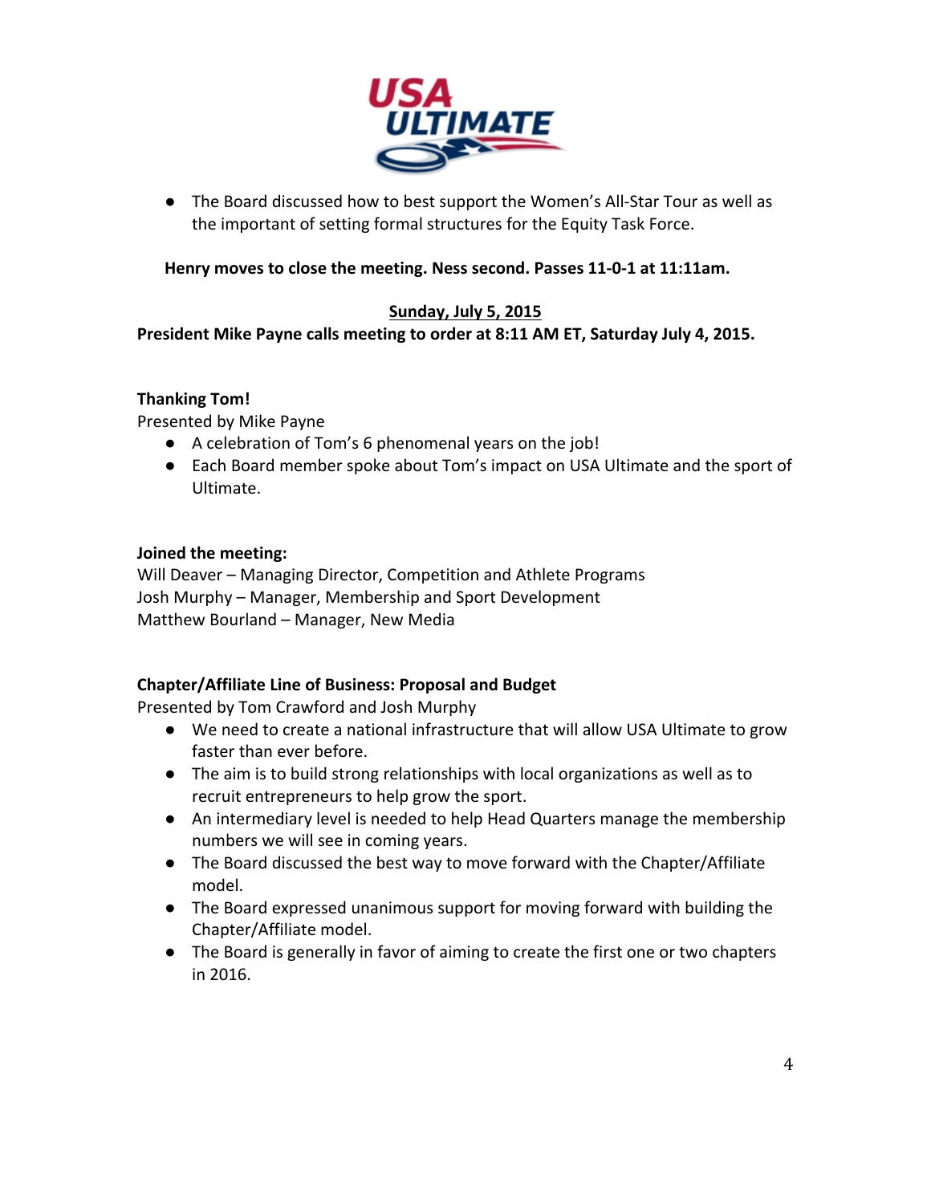- The Board discussed how to best support the Women's All-Star Tour as well as the important of setting formal structures for the Equity Task Force.

**Henry moves to close the meeting. Ness second. Passes 11-0-1 at 11:11am.**

**<u>Sunday, July 5, 2015</u>**

**President Mike Payne calls meeting to order at 8:11 AM ET, Saturday July 4, 2015.**

**Thanking Tom!**

Presented by Mike Payne

- A celebration of Tom's 6 phenomenal years on the job!
- Each Board member spoke about Tom's impact on USA Ultimate and the sport of Ultimate.

**Joined the meeting:**

Will Deaver – Managing Director, Competition and Athlete Programs
Josh Murphy – Manager, Membership and Sport Development
Matthew Bourland – Manager, New Media

**Chapter/Affiliate Line of Business: Proposal and Budget**

Presented by Tom Crawford and Josh Murphy

- We need to create a national infrastructure that will allow USA Ultimate to grow faster than ever before.
- The aim is to build strong relationships with local organizations as well as to recruit entrepreneurs to help grow the sport.
- An intermediary level is needed to help Head Quarters manage the membership numbers we will see in coming years.
- The Board discussed the best way to move forward with the Chapter/Affiliate model.
- The Board expressed unanimous support for moving forward with building the Chapter/Affiliate model.
- The Board is generally in favor of aiming to create the first one or two chapters in 2016.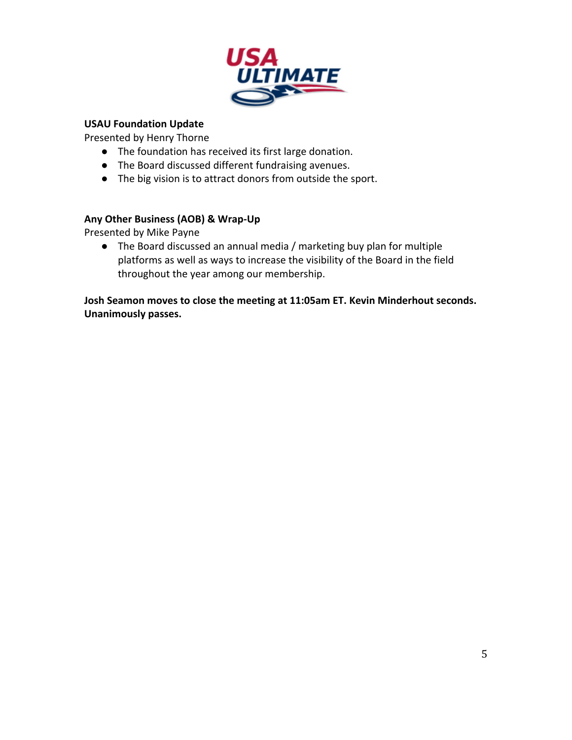**USAU Foundation Update**
Presented by Henry Thorne

- The foundation has received its first large donation.
- The Board discussed different fundraising avenues.
- The big vision is to attract donors from outside the sport.

**Any Other Business (AOB) & Wrap-Up**
Presented by Mike Payne

- The Board discussed an annual media / marketing buy plan for multiple platforms as well as ways to increase the visibility of the Board in the field throughout the year among our membership.

**Josh Seamon moves to close the meeting at 11:05am ET. Kevin Minderhout seconds. Unanimously passes.**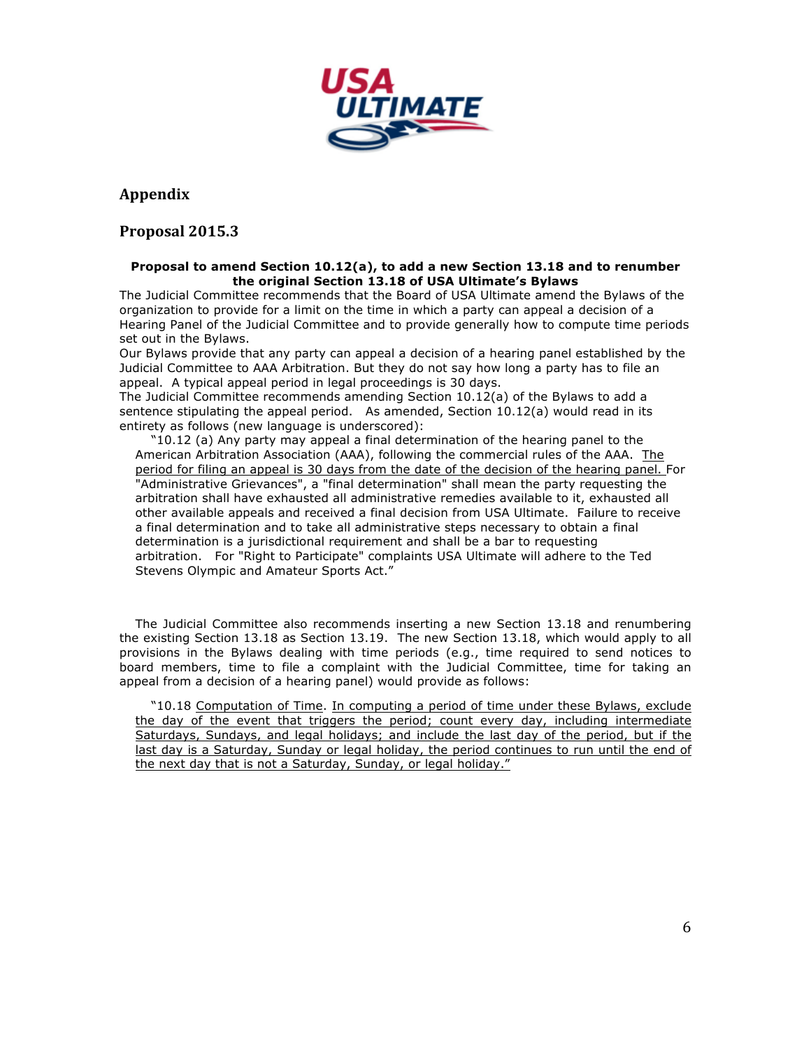## Appendix

## Proposal 2015.3

**Proposal to amend Section 10.12(a), to add a new Section 13.18 and to renumber the original Section 13.18 of USA Ultimate's Bylaws**

The Judicial Committee recommends that the Board of USA Ultimate amend the Bylaws of the organization to provide for a limit on the time in which a party can appeal a decision of a Hearing Panel of the Judicial Committee and to provide generally how to compute time periods set out in the Bylaws.

Our Bylaws provide that any party can appeal a decision of a hearing panel established by the Judicial Committee to AAA Arbitration. But they do not say how long a party has to file an appeal. A typical appeal period in legal proceedings is 30 days.

The Judicial Committee recommends amending Section 10.12(a) of the Bylaws to add a sentence stipulating the appeal period. As amended, Section 10.12(a) would read in its entirety as follows (new language is underscored):

> "10.12 (a) Any party may appeal a final determination of the hearing panel to the American Arbitration Association (AAA), following the commercial rules of the AAA. <u>The period for filing an appeal is 30 days from the date of the decision of the hearing panel.</u> For "Administrative Grievances", a "final determination" shall mean the party requesting the arbitration shall have exhausted all administrative remedies available to it, exhausted all other available appeals and received a final decision from USA Ultimate. Failure to receive a final determination and to take all administrative steps necessary to obtain a final determination is a jurisdictional requirement and shall be a bar to requesting arbitration. For "Right to Participate" complaints USA Ultimate will adhere to the Ted Stevens Olympic and Amateur Sports Act."

The Judicial Committee also recommends inserting a new Section 13.18 and renumbering the existing Section 13.18 as Section 13.19. The new Section 13.18, which would apply to all provisions in the Bylaws dealing with time periods (e.g., time required to send notices to board members, time to file a complaint with the Judicial Committee, time for taking an appeal from a decision of a hearing panel) would provide as follows:

> "10.18 <u>Computation of Time</u>. <u>In computing a period of time under these Bylaws, exclude the day of the event that triggers the period; count every day, including intermediate Saturdays, Sundays, and legal holidays; and include the last day of the period, but if the last day is a Saturday, Sunday or legal holiday, the period continues to run until the end of the next day that is not a Saturday, Sunday, or legal holiday."</u>